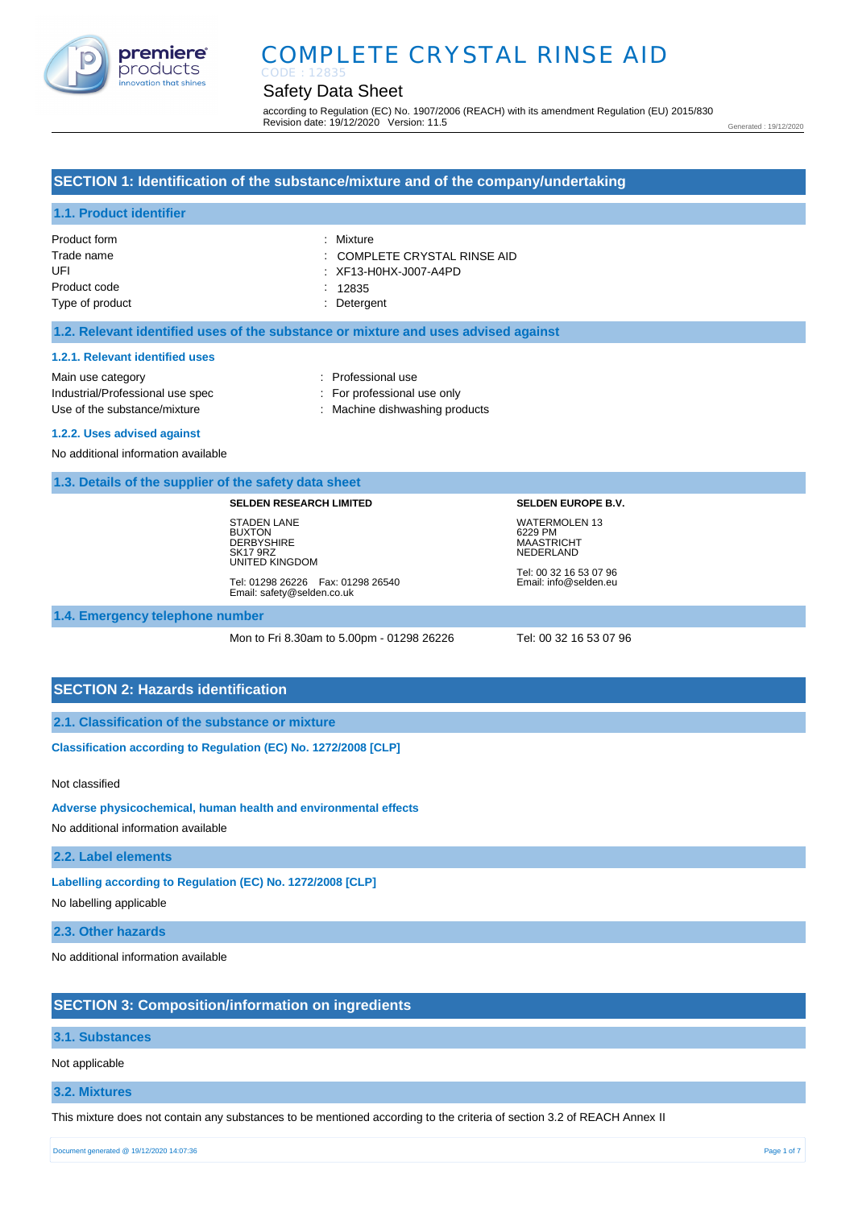# COMPLETE CRYSTAL RINSE AID

CODE : 12835

## Safety Data Sheet

according to Regulation (EC) No. 1907/2006 (REACH) with its amendment Regulation (EU) 2015/830
Revision date: 19/12/2020 Version: 11.5

Generated : 19/12/2020

## SECTION 1: Identification of the substance/mixture and of the company/undertaking

### 1.1. Product identifier

| | |
|---|---|
| Product form | : Mixture |
| Trade name | : COMPLETE CRYSTAL RINSE AID |
| UFI | : XF13-H0HX-J007-A4PD |
| Product code | : 12835 |
| Type of product | : Detergent |

### 1.2. Relevant identified uses of the substance or mixture and uses advised against

#### 1.2.1. Relevant identified uses

| | |
|---|---|
| Main use category | : Professional use |
| Industrial/Professional use spec | : For professional use only |
| Use of the substance/mixture | : Machine dishwashing products |

#### 1.2.2. Uses advised against

No additional information available

### 1.3. Details of the supplier of the safety data sheet

**SELDEN RESEARCH LIMITED**

STADEN LANE
BUXTON
DERBYSHIRE
SK17 9RZ
UNITED KINGDOM

Tel: 01298 26226 Fax: 01298 26540
Email: safety@selden.co.uk

**SELDEN EUROPE B.V.**

WATERMOLEN 13
6229 PM
MAASTRICHT
NEDERLAND

Tel: 00 32 16 53 07 96
Email: info@selden.eu

### 1.4. Emergency telephone number

Mon to Fri 8.30am to 5.00pm - 01298 26226

Tel: 00 32 16 53 07 96

## SECTION 2: Hazards identification

### 2.1. Classification of the substance or mixture

**Classification according to Regulation (EC) No. 1272/2008 [CLP]**

Not classified

**Adverse physicochemical, human health and environmental effects**

No additional information available

### 2.2. Label elements

**Labelling according to Regulation (EC) No. 1272/2008 [CLP]**

No labelling applicable

### 2.3. Other hazards

No additional information available

## SECTION 3: Composition/information on ingredients

### 3.1. Substances

Not applicable

### 3.2. Mixtures

This mixture does not contain any substances to be mentioned according to the criteria of section 3.2 of REACH Annex II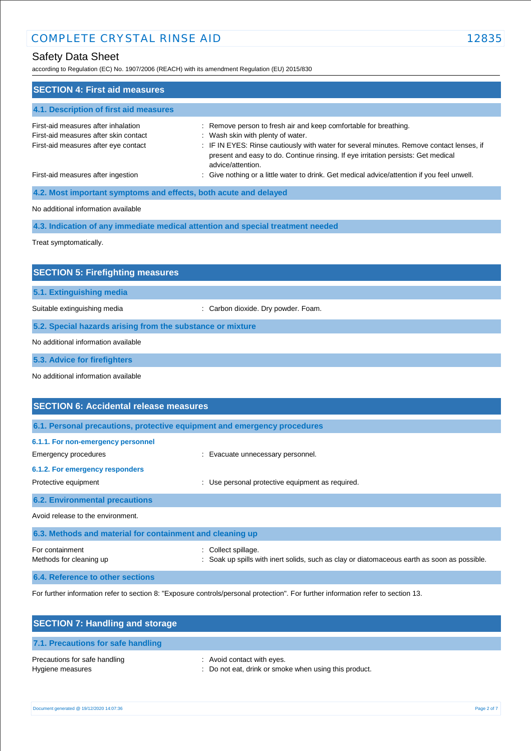## SECTION 4: First aid measures

### 4.1. Description of first aid measures

| | |
|---|---|
| First-aid measures after inhalation | : Remove person to fresh air and keep comfortable for breathing. |
| First-aid measures after skin contact | : Wash skin with plenty of water. |
| First-aid measures after eye contact | : IF IN EYES: Rinse cautiously with water for several minutes. Remove contact lenses, if present and easy to do. Continue rinsing. If eye irritation persists: Get medical advice/attention. |
| First-aid measures after ingestion | : Give nothing or a little water to drink. Get medical advice/attention if you feel unwell. |

### 4.2. Most important symptoms and effects, both acute and delayed

No additional information available

### 4.3. Indication of any immediate medical attention and special treatment needed

Treat symptomatically.

## SECTION 5: Firefighting measures

### 5.1. Extinguishing media

| | |
|---|---|
| Suitable extinguishing media | : Carbon dioxide. Dry powder. Foam. |

### 5.2. Special hazards arising from the substance or mixture

No additional information available

### 5.3. Advice for firefighters

No additional information available

## SECTION 6: Accidental release measures

### 6.1. Personal precautions, protective equipment and emergency procedures

#### 6.1.1. For non-emergency personnel

| | |
|---|---|
| Emergency procedures | : Evacuate unnecessary personnel. |

#### 6.1.2. For emergency responders

| | |
|---|---|
| Protective equipment | : Use personal protective equipment as required. |

### 6.2. Environmental precautions

Avoid release to the environment.

### 6.3. Methods and material for containment and cleaning up

| | |
|---|---|
| For containment | : Collect spillage. |
| Methods for cleaning up | : Soak up spills with inert solids, such as clay or diatomaceous earth as soon as possible. |

### 6.4. Reference to other sections

For further information refer to section 8: "Exposure controls/personal protection". For further information refer to section 13.

## SECTION 7: Handling and storage

### 7.1. Precautions for safe handling

| | |
|---|---|
| Precautions for safe handling | : Avoid contact with eyes. |
| Hygiene measures | : Do not eat, drink or smoke when using this product. |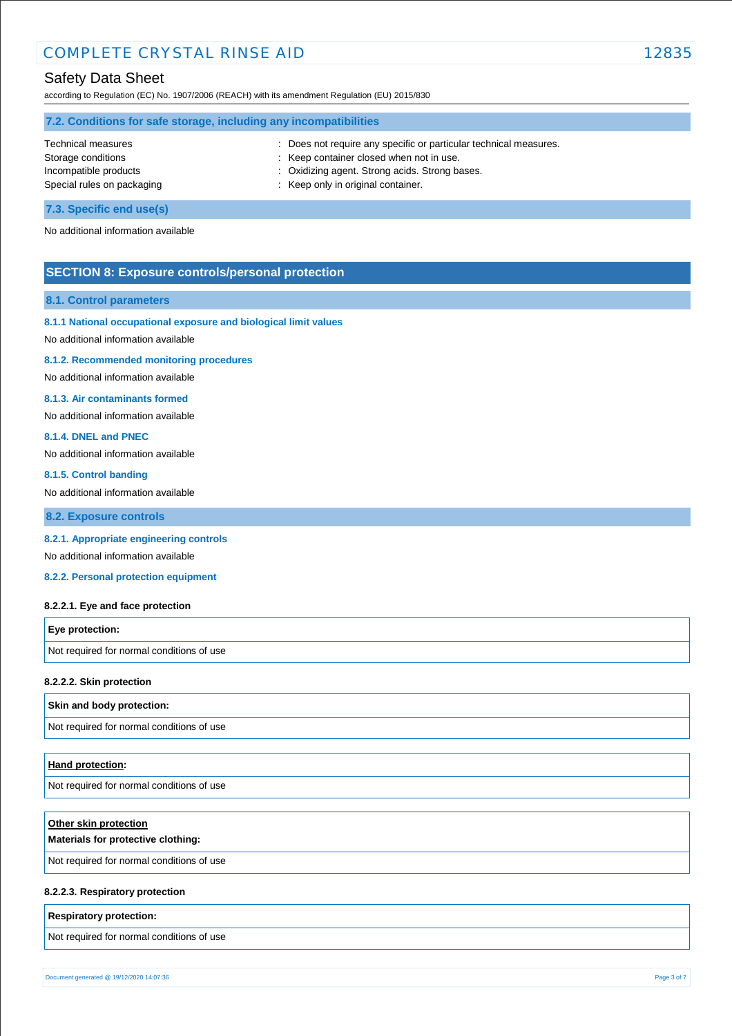### 7.2. Conditions for safe storage, including any incompatibilities

| | |
|---|---|
| Technical measures | : Does not require any specific or particular technical measures. |
| Storage conditions | : Keep container closed when not in use. |
| Incompatible products | : Oxidizing agent. Strong acids. Strong bases. |
| Special rules on packaging | : Keep only in original container. |

### 7.3. Specific end use(s)

No additional information available

## SECTION 8: Exposure controls/personal protection

### 8.1. Control parameters

#### 8.1.1 National occupational exposure and biological limit values

No additional information available

#### 8.1.2. Recommended monitoring procedures

No additional information available

#### 8.1.3. Air contaminants formed

No additional information available

#### 8.1.4. DNEL and PNEC

No additional information available

#### 8.1.5. Control banding

No additional information available

### 8.2. Exposure controls

#### 8.2.1. Appropriate engineering controls

No additional information available

#### 8.2.2. Personal protection equipment

**8.2.2.1. Eye and face protection**

| **Eye protection:** |
|---|
| Not required for normal conditions of use |

**8.2.2.2. Skin protection**

| **Skin and body protection:** |
|---|
| Not required for normal conditions of use |

| **Hand protection:** |
|---|
| Not required for normal conditions of use |

| **Other skin protection** **Materials for protective clothing:** |
|---|
| Not required for normal conditions of use |

**8.2.2.3. Respiratory protection**

| **Respiratory protection:** |
|---|
| Not required for normal conditions of use |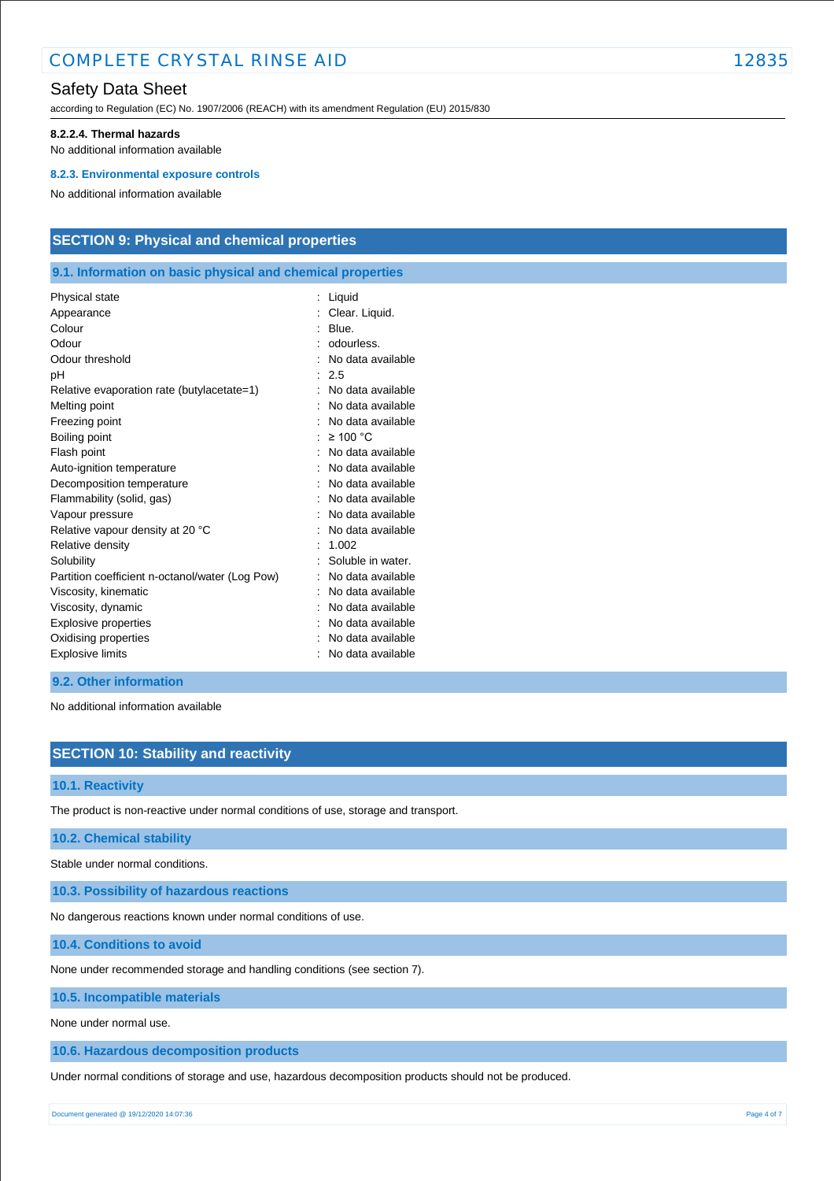#### 8.2.2.4. Thermal hazards

No additional information available

#### 8.2.3. Environmental exposure controls

No additional information available

## SECTION 9: Physical and chemical properties

### 9.1. Information on basic physical and chemical properties

| Property | Value |
|---|---|
| Physical state | Liquid |
| Appearance | Clear. Liquid. |
| Colour | Blue. |
| Odour | odourless. |
| Odour threshold | No data available |
| pH | 2.5 |
| Relative evaporation rate (butylacetate=1) | No data available |
| Melting point | No data available |
| Freezing point | No data available |
| Boiling point | ≥ 100 °C |
| Flash point | No data available |
| Auto-ignition temperature | No data available |
| Decomposition temperature | No data available |
| Flammability (solid, gas) | No data available |
| Vapour pressure | No data available |
| Relative vapour density at 20 °C | No data available |
| Relative density | 1.002 |
| Solubility | Soluble in water. |
| Partition coefficient n-octanol/water (Log Pow) | No data available |
| Viscosity, kinematic | No data available |
| Viscosity, dynamic | No data available |
| Explosive properties | No data available |
| Oxidising properties | No data available |
| Explosive limits | No data available |

### 9.2. Other information

No additional information available

## SECTION 10: Stability and reactivity

### 10.1. Reactivity

The product is non-reactive under normal conditions of use, storage and transport.

### 10.2. Chemical stability

Stable under normal conditions.

### 10.3. Possibility of hazardous reactions

No dangerous reactions known under normal conditions of use.

### 10.4. Conditions to avoid

None under recommended storage and handling conditions (see section 7).

### 10.5. Incompatible materials

None under normal use.

### 10.6. Hazardous decomposition products

Under normal conditions of storage and use, hazardous decomposition products should not be produced.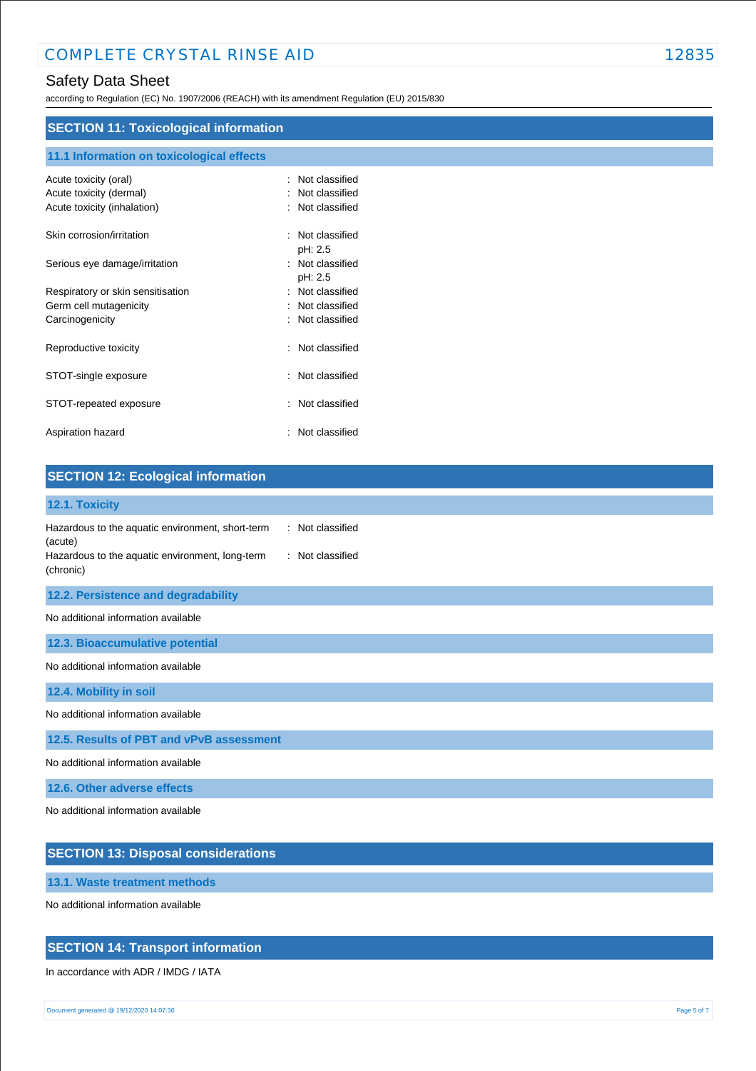## SECTION 11: Toxicological information

### 11.1 Information on toxicological effects

| | |
|---|---|
| Acute toxicity (oral) | : Not classified |
| Acute toxicity (dermal) | : Not classified |
| Acute toxicity (inhalation) | : Not classified |
| Skin corrosion/irritation | : Not classified<br>pH: 2.5 |
| Serious eye damage/irritation | : Not classified<br>pH: 2.5 |
| Respiratory or skin sensitisation | : Not classified |
| Germ cell mutagenicity | : Not classified |
| Carcinogenicity | : Not classified |
| Reproductive toxicity | : Not classified |
| STOT-single exposure | : Not classified |
| STOT-repeated exposure | : Not classified |
| Aspiration hazard | : Not classified |

## SECTION 12: Ecological information

### 12.1. Toxicity

| | |
|---|---|
| Hazardous to the aquatic environment, short-term (acute) | : Not classified |
| Hazardous to the aquatic environment, long-term (chronic) | : Not classified |

### 12.2. Persistence and degradability

No additional information available

### 12.3. Bioaccumulative potential

No additional information available

### 12.4. Mobility in soil

No additional information available

### 12.5. Results of PBT and vPvB assessment

No additional information available

### 12.6. Other adverse effects

No additional information available

## SECTION 13: Disposal considerations

### 13.1. Waste treatment methods

No additional information available

## SECTION 14: Transport information

In accordance with ADR / IMDG / IATA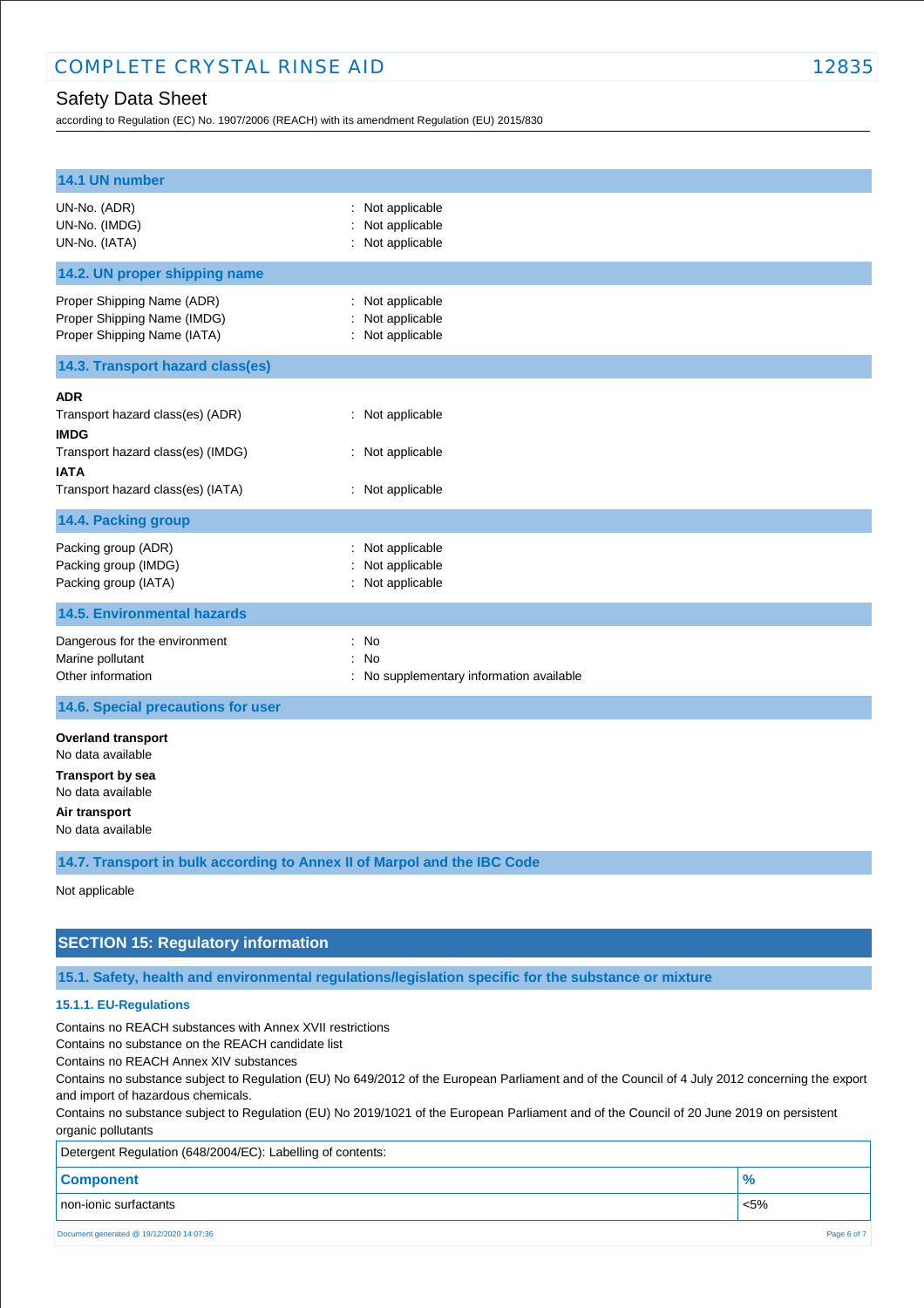### 14.1 UN number

UN-No. (ADR) : Not applicable
UN-No. (IMDG) : Not applicable
UN-No. (IATA) : Not applicable

### 14.2. UN proper shipping name

Proper Shipping Name (ADR) : Not applicable
Proper Shipping Name (IMDG) : Not applicable
Proper Shipping Name (IATA) : Not applicable

### 14.3. Transport hazard class(es)

**ADR**
Transport hazard class(es) (ADR) : Not applicable

**IMDG**
Transport hazard class(es) (IMDG) : Not applicable

**IATA**
Transport hazard class(es) (IATA) : Not applicable

### 14.4. Packing group

Packing group (ADR) : Not applicable
Packing group (IMDG) : Not applicable
Packing group (IATA) : Not applicable

### 14.5. Environmental hazards

Dangerous for the environment : No
Marine pollutant : No
Other information : No supplementary information available

### 14.6. Special precautions for user

**Overland transport**
No data available

**Transport by sea**
No data available

**Air transport**
No data available

### 14.7. Transport in bulk according to Annex II of Marpol and the IBC Code

Not applicable

## SECTION 15: Regulatory information

### 15.1. Safety, health and environmental regulations/legislation specific for the substance or mixture

#### 15.1.1. EU-Regulations

Contains no REACH substances with Annex XVII restrictions
Contains no substance on the REACH candidate list
Contains no REACH Annex XIV substances
Contains no substance subject to Regulation (EU) No 649/2012 of the European Parliament and of the Council of 4 July 2012 concerning the export and import of hazardous chemicals.
Contains no substance subject to Regulation (EU) No 2019/1021 of the European Parliament and of the Council of 20 June 2019 on persistent organic pollutants

Detergent Regulation (648/2004/EC): Labelling of contents:

| Component | % |
|---|---|
| non-ionic surfactants | <5% |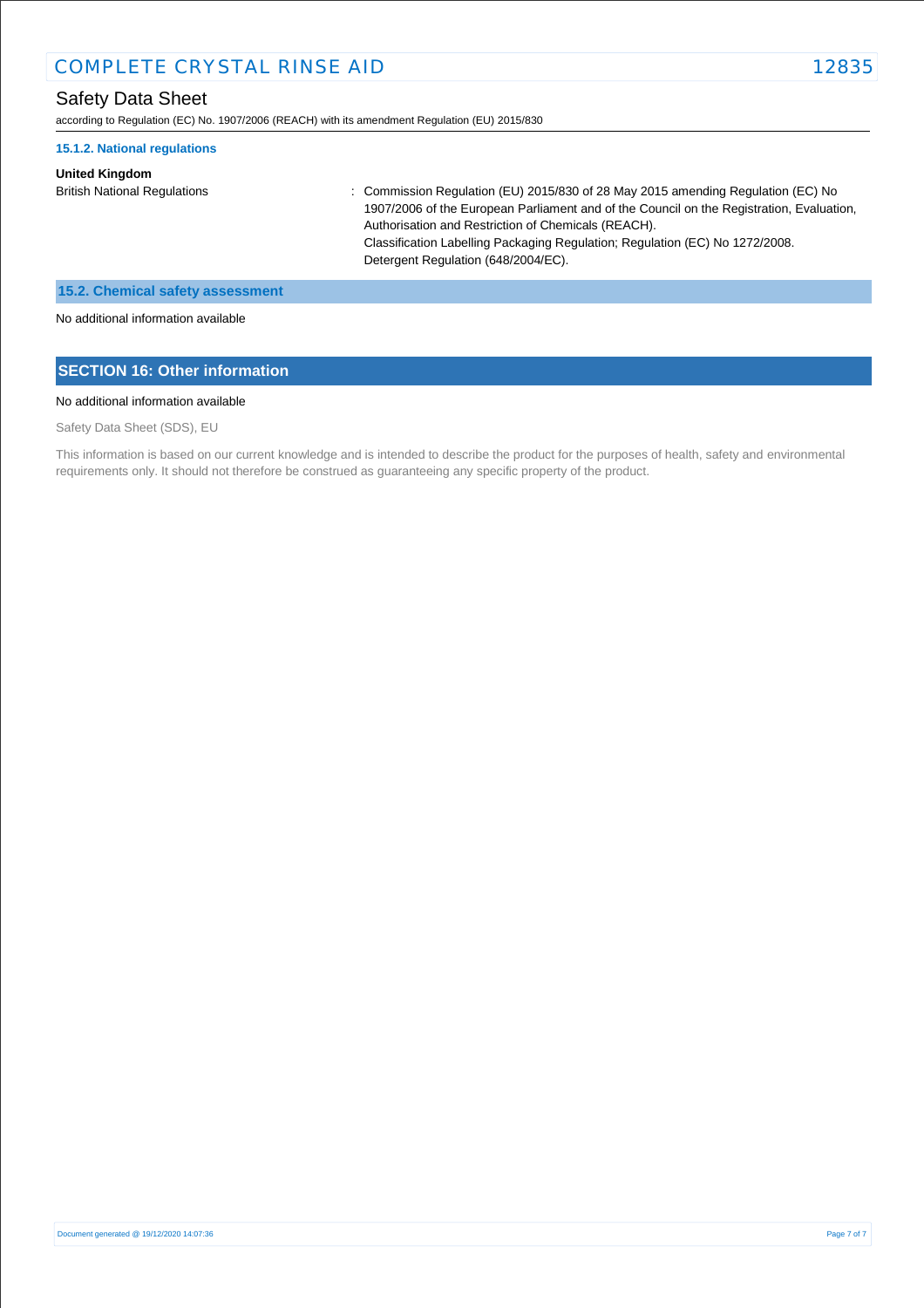#### 15.1.2. National regulations

**United Kingdom**

British National Regulations : Commission Regulation (EU) 2015/830 of 28 May 2015 amending Regulation (EC) No 1907/2006 of the European Parliament and of the Council on the Registration, Evaluation, Authorisation and Restriction of Chemicals (REACH).
Classification Labelling Packaging Regulation; Regulation (EC) No 1272/2008.
Detergent Regulation (648/2004/EC).

### 15.2. Chemical safety assessment

No additional information available

## SECTION 16: Other information

No additional information available

Safety Data Sheet (SDS), EU

This information is based on our current knowledge and is intended to describe the product for the purposes of health, safety and environmental requirements only. It should not therefore be construed as guaranteeing any specific property of the product.